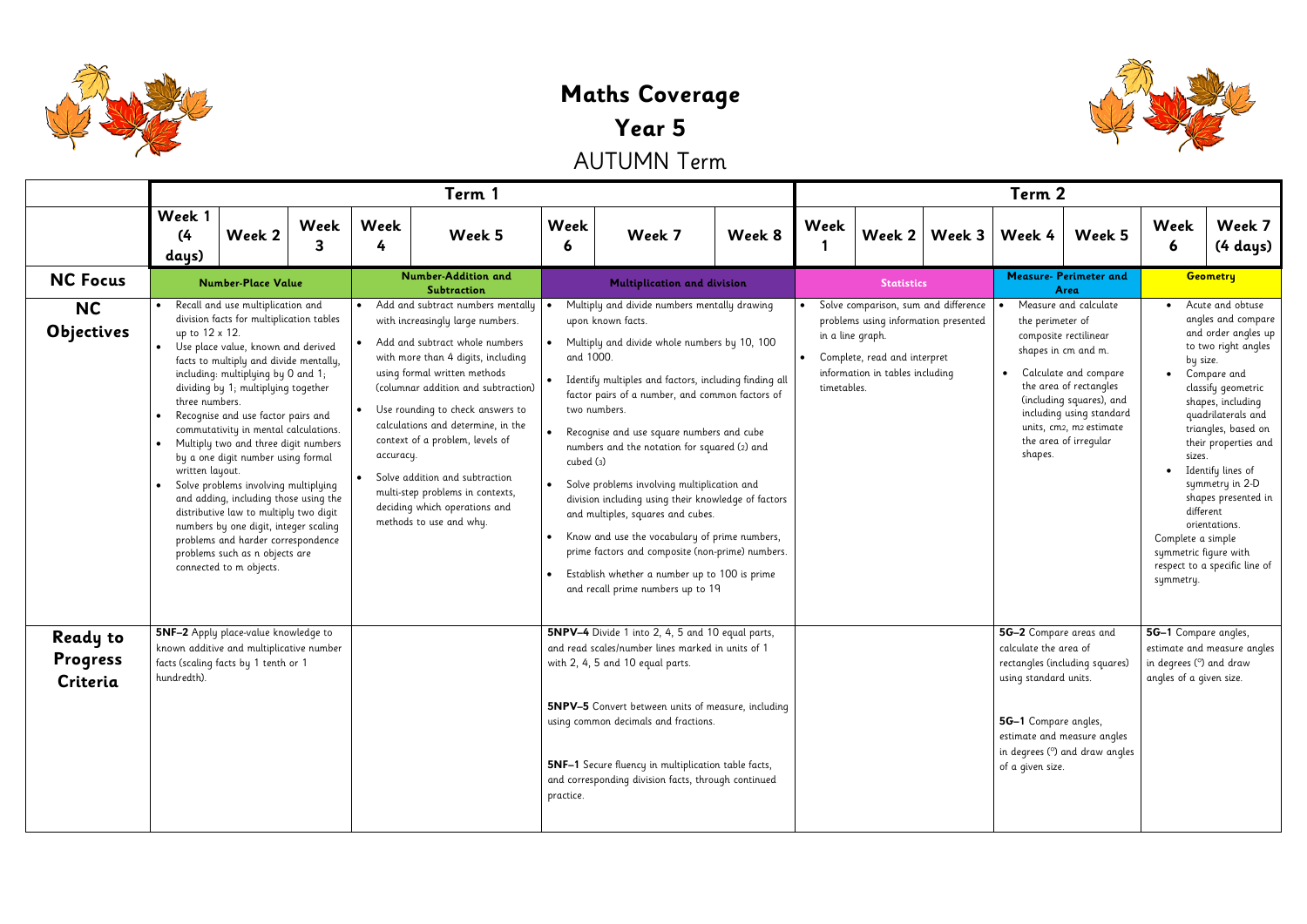# Maths Coverage

## Year 5

## AUTUMN Term

| | Term 1 | | | | | | | | Term 2 | | | | | | |
|---|---|---|---|---|---|---|---|---|---|---|---|---|---|---|---|
| | Week 1 (4 days) | Week 2 | Week 3 | Week 4 | Week 5 | Week 6 | Week 7 | Week 8 | Week 1 | Week 2 | Week 3 | Week 4 | Week 5 | Week 6 | Week 7 (4 days) |
| **NC Focus** | **Number-Place Value** | | | **Number-Addition and Subtraction** | | **Multiplication and division** | | | **Statistics** | | | **Measure- Perimeter and Area** | | **Geometry** | |
| **NC Objectives** | • Recall and use multiplication and division facts for multiplication tables up to 12 x 12.<br>• Use place value, known and derived facts to multiply and divide mentally, including: multiplying by 0 and 1; dividing by 1; multiplying together three numbers.<br>• Recognise and use factor pairs and commutativity in mental calculations.<br>• Multiply two and three digit numbers by a one digit number using formal written layout.<br>• Solve problems involving multiplying and adding, including those using the distributive law to multiply two digit numbers by one digit, integer scaling problems and harder correspondence problems such as n objects are connected to m objects. | | | • Add and subtract numbers mentally with increasingly large numbers.<br>• Add and subtract whole numbers with more than 4 digits, including using formal written methods (columnar addition and subtraction)<br>• Use rounding to check answers to calculations and determine, in the context of a problem, levels of accuracy.<br>• Solve addition and subtraction multi-step problems in contexts, deciding which operations and methods to use and why. | | • Multiply and divide numbers mentally drawing upon known facts.<br>• Multiply and divide whole numbers by 10, 100 and 1000.<br>• Identify multiples and factors, including finding all factor pairs of a number, and common factors of two numbers.<br>• Recognise and use square numbers and cube numbers and the notation for squared (2) and cubed (3)<br>• Solve problems involving multiplication and division including using their knowledge of factors and multiples, squares and cubes.<br>• Know and use the vocabulary of prime numbers, prime factors and composite (non-prime) numbers.<br>• Establish whether a number up to 100 is prime and recall prime numbers up to 19 | | | • Solve comparison, sum and difference problems using information presented in a line graph.<br>• Complete, read and interpret information in tables including timetables. | | | • Measure and calculate the perimeter of composite rectilinear shapes in cm and m.<br>• Calculate and compare the area of rectangles (including squares), and including using standard units, cm2, m2 estimate the area of irregular shapes. | | • Acute and obtuse angles and compare and order angles up to two right angles by size.<br>• Compare and classify geometric shapes, including quadrilaterals and triangles, based on their properties and sizes.<br>• Identify lines of symmetry in 2-D shapes presented in different orientations.<br>Complete a simple symmetric figure with respect to a specific line of symmetry. | |
| **Ready to Progress Criteria** | **5NF–2** Apply place-value knowledge to known additive and multiplicative number facts (scaling facts by 1 tenth or 1 hundredth). | | | | | **5NPV–4** Divide 1 into 2, 4, 5 and 10 equal parts, and read scales/number lines marked in units of 1 with 2, 4, 5 and 10 equal parts.<br><br>**5NPV–5** Convert between units of measure, including using common decimals and fractions.<br><br>**5NF–1** Secure fluency in multiplication table facts, and corresponding division facts, through continued practice. | | | | | | **5G–2** Compare areas and calculate the area of rectangles (including squares) using standard units.<br><br>**5G–1** Compare angles, estimate and measure angles in degrees (°) and draw angles of a given size. | | **5G–1** Compare angles, estimate and measure angles in degrees (°) and draw angles of a given size. | |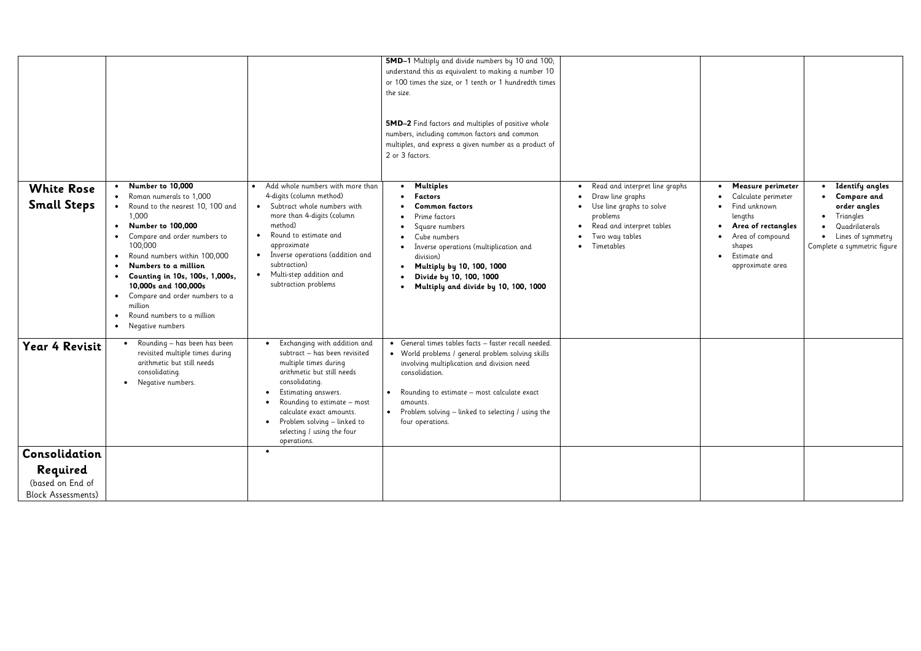|  |  |  |  |  |  |  |
|---|---|---|---|---|---|---|
|  |  |  | **5MD–1** Multiply and divide numbers by 10 and 100; understand this as equivalent to making a number 10 or 100 times the size, or 1 tenth or 1 hundredth times the size.<br><br>**5MD–2** Find factors and multiples of positive whole numbers, including common factors and common multiples, and express a given number as a product of 2 or 3 factors. |  |  |  |
| **White Rose Small Steps** | • **Number to 10,000**<br>• Roman numerals to 1,000<br>• Round to the nearest 10, 100 and 1,000<br>• **Number to 100,000**<br>• Compare and order numbers to 100,000<br>• Round numbers within 100,000<br>• **Numbers to a million**<br>• **Counting in 10s, 100s, 1,000s, 10,000s and 100,000s**<br>• Compare and order numbers to a million<br>• Round numbers to a million<br>• Negative numbers | • Add whole numbers with more than 4-digits (column method)<br>• Subtract whole numbers with more than 4-digits (column method)<br>• Round to estimate and approximate<br>• Inverse operations (addition and subtraction)<br>• Multi-step addition and subtraction problems | • **Multiples**<br>• **Factors**<br>• **Common factors**<br>• Prime factors<br>• Square numbers<br>• Cube numbers<br>• Inverse operations (multiplication and division)<br>• **Multiply by 10, 100, 1000**<br>• **Divide by 10, 100, 1000**<br>• **Multiply and divide by 10, 100, 1000** | • Read and interpret line graphs<br>• Draw line graphs<br>• Use line graphs to solve problems<br>• Read and interpret tables<br>• Two way tables<br>• Timetables | • **Measure perimeter**<br>• Calculate perimeter<br>• Find unknown lengths<br>• **Area of rectangles**<br>• Area of compound shapes<br>• Estimate and approximate area | • **Identify angles**<br>• **Compare and order angles**<br>• Triangles<br>• Quadrilaterals<br>• Lines of symmetry<br>Complete a symmetric figure |
| **Year 4 Revisit** | • Rounding – has been has been revisited multiple times during arithmetic but still needs consolidating.<br>• Negative numbers. | • Exchanging with addition and subtract – has been revisited multiple times during arithmetic but still needs consolidating.<br>• Estimating answers.<br>• Rounding to estimate – most calculate exact amounts.<br>• Problem solving – linked to selecting / using the four operations. | • General times tables facts – faster recall needed.<br>• World problems / general problem solving skills involving multiplication and division need consolidation.<br>• Rounding to estimate – most calculate exact amounts.<br>• Problem solving – linked to selecting / using the four operations. |  |  |  |
| **Consolidation Required** (based on End of Block Assessments) |  | • |  |  |  |  |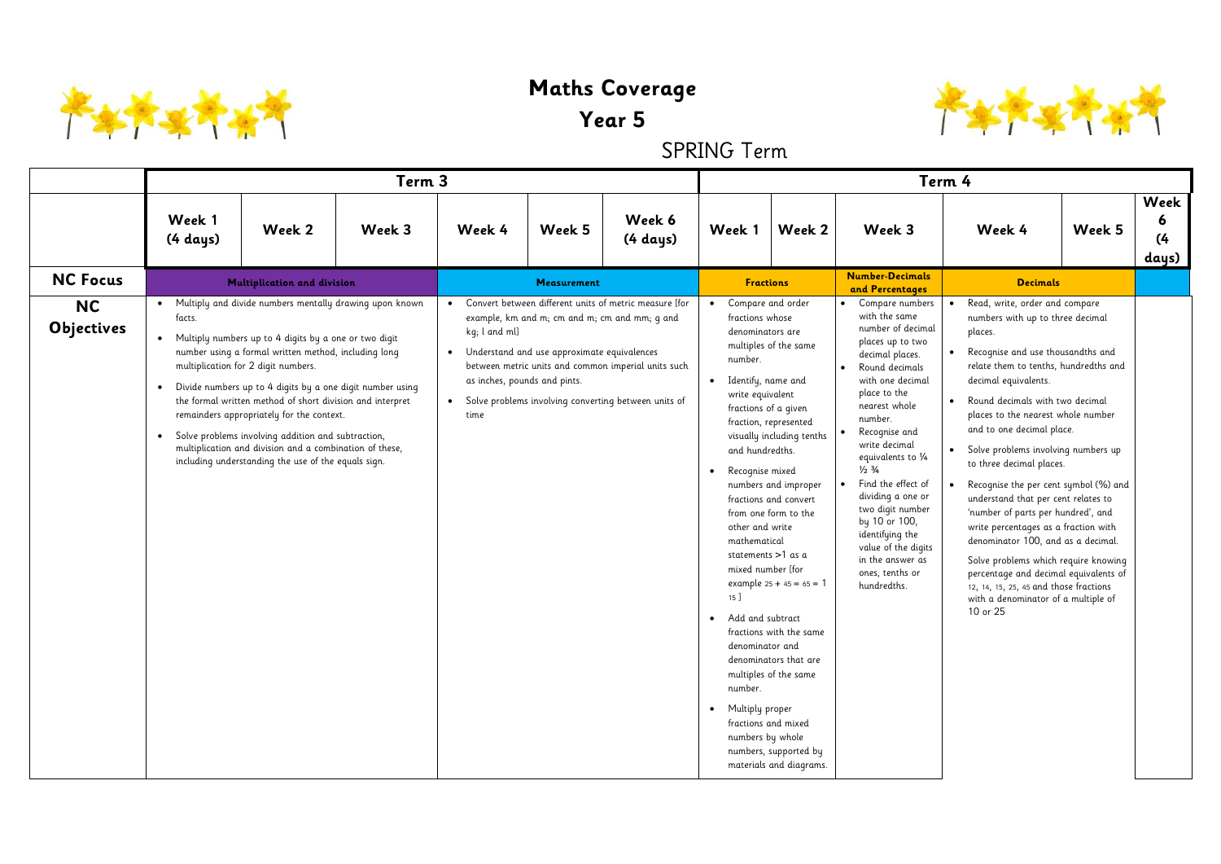# Maths Coverage

## Year 5

### SPRING Term

| | Term 3 | | | | | | Term 4 | | | | | |
|---|---|---|---|---|---|---|---|---|---|---|---|---|
| | Week 1 (4 days) | Week 2 | Week 3 | Week 4 | Week 5 | Week 6 (4 days) | Week 1 | Week 2 | Week 3 | Week 4 | Week 5 | Week 6 (4 days) |
| **NC Focus** | Multiplication and division | | | Measurement | | | Fractions | | Number-Decimals and Percentages | Decimals | | |
| **NC Objectives** | • Multiply and divide numbers mentally drawing upon known facts.<br>• Multiply numbers up to 4 digits by a one or two digit number using a formal written method, including long multiplication for 2 digit numbers.<br>• Divide numbers up to 4 digits by a one digit number using the formal written method of short division and interpret remainders appropriately for the context.<br>• Solve problems involving addition and subtraction, multiplication and division and a combination of these, including understanding the use of the equals sign. | | | • Convert between different units of metric measure [for example, km and m; cm and m; cm and mm; g and kg; l and ml]<br>• Understand and use approximate equivalences between metric units and common imperial units such as inches, pounds and pints.<br>• Solve problems involving converting between units of time | | | • Compare and order fractions whose denominators are multiples of the same number.<br>• Identify, name and write equivalent fractions of a given fraction, represented visually including tenths and hundredths.<br>• Recognise mixed numbers and improper fractions and convert from one form to the other and write mathematical statements >1 as a mixed number [for example 25 + 45 = 65 = 1 15 ]<br>• Add and subtract fractions with the same denominator and denominators that are multiples of the same number.<br>• Multiply proper fractions and mixed numbers by whole numbers, supported by materials and diagrams. | | • Compare numbers with the same number of decimal places up to two decimal places.<br>• Round decimals with one decimal place to the nearest whole number.<br>• Recognise and write decimal equivalents to ¼ ½ ¾<br>• Find the effect of dividing a one or two digit number by 10 or 100, identifying the value of the digits in the answer as ones, tenths or hundredths. | • Read, write, order and compare numbers with up to three decimal places.<br>• Recognise and use thousandths and relate them to tenths, hundredths and decimal equivalents.<br>• Round decimals with two decimal places to the nearest whole number and to one decimal place.<br>• Solve problems involving numbers up to three decimal places.<br>• Recognise the per cent symbol (%) and understand that per cent relates to 'number of parts per hundred', and write percentages as a fraction with denominator 100, and as a decimal.<br>Solve problems which require knowing percentage and decimal equivalents of 12, 14, 15, 25, 45 and those fractions with a denominator of a multiple of 10 or 25 | | |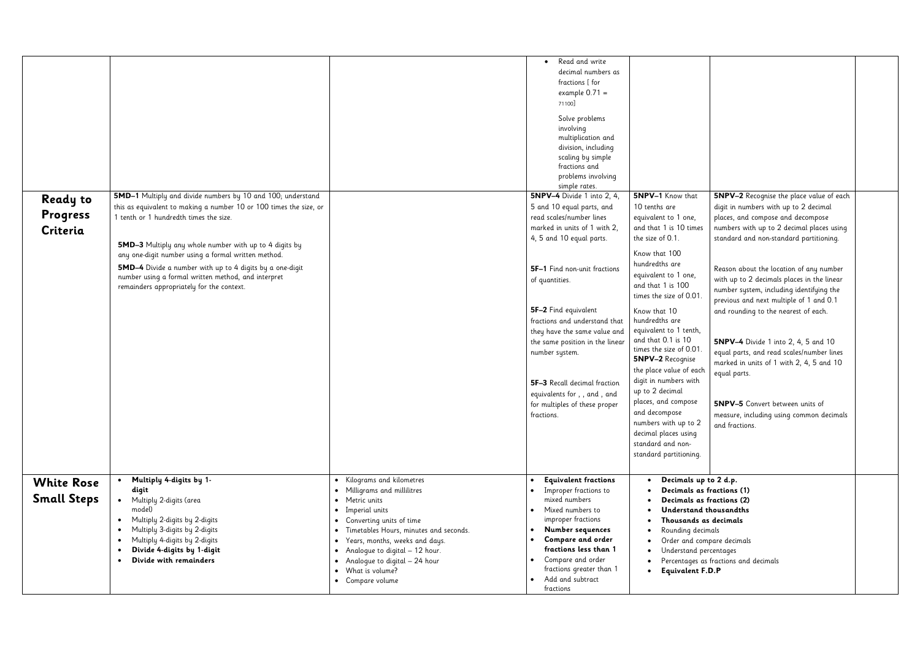| | | | | | | |
|---|---|---|---|---|---|---|
| | | | • Read and write decimal numbers as fractions [ for example 0.71 = 71100]<br><br>Solve problems involving multiplication and division, including scaling by simple fractions and problems involving simple rates. | | | |
| **Ready to Progress Criteria** | **5MD–1** Multiply and divide numbers by 10 and 100; understand this as equivalent to making a number 10 or 100 times the size, or 1 tenth or 1 hundredth times the size.<br><br>**5MD–3** Multiply any whole number with up to 4 digits by any one-digit number using a formal written method.<br><br>**5MD–4** Divide a number with up to 4 digits by a one-digit number using a formal written method, and interpret remainders appropriately for the context. | | **5NPV–4** Divide 1 into 2, 4, 5 and 10 equal parts, and read scales/number lines marked in units of 1 with 2, 4, 5 and 10 equal parts.<br><br>**5F–1** Find non-unit fractions of quantities.<br><br>**5F–2** Find equivalent fractions and understand that they have the same value and the same position in the linear number system.<br><br>**5F–3** Recall decimal fraction equivalents for , , and , and for multiples of these proper fractions. | **5NPV–1** Know that 10 tenths are equivalent to 1 one, and that 1 is 10 times the size of 0.1.<br><br>Know that 100 hundredths are equivalent to 1 one, and that 1 is 100 times the size of 0.01.<br><br>Know that 10 hundredths are equivalent to 1 tenth, and that 0.1 is 10 times the size of 0.01.<br>**5NPV–2** Recognise the place value of each digit in numbers with up to 2 decimal places, and compose and decompose numbers with up to 2 decimal places using standard and non-standard partitioning. | **5NPV–2** Recognise the place value of each digit in numbers with up to 2 decimal places, and compose and decompose numbers with up to 2 decimals places in the linear number system using standard and non-standard partitioning.<br><br>Reason about the location of any number with up to 2 decimals places in the linear number system, including identifying the previous and next multiple of 1 and 0.1 and rounding to the nearest of each.<br><br>**5NPV–4** Divide 1 into 2, 4, 5 and 10 equal parts, and read scales/number lines marked in units of 1 with 2, 4, 5 and 10 equal parts.<br><br>**5NPV–5** Convert between units of measure, including using common decimals and fractions. | |
| **White Rose Small Steps** | • **Multiply 4-digits by 1-digit**<br>• Multiply 2-digits (area model)<br>• Multiply 2-digits by 2-digits<br>• Multiply 3-digits by 2-digits<br>• Multiply 4-digits by 2-digits<br>• **Divide 4-digits by 1-digit**<br>• **Divide with remainders** | • Kilograms and kilometres<br>• Milligrams and millilitres<br>• Metric units<br>• Imperial units<br>• Converting units of time<br>• Timetables Hours, minutes and seconds.<br>• Years, months, weeks and days.<br>• Analogue to digital – 12 hour.<br>• Analogue to digital – 24 hour<br>• What is volume?<br>• Compare volume | • **Equivalent fractions**<br>• Improper fractions to mixed numbers<br>• Mixed numbers to improper fractions<br>• **Number sequences**<br>• **Compare and order fractions less than 1**<br>• Compare and order fractions greater than 1<br>• Add and subtract fractions | • **Decimals up to 2 d.p.**<br>• **Decimals as fractions (1)**<br>• **Decimals as fractions (2)**<br>• **Understand thousandths**<br>• **Thousands as decimals**<br>• Rounding decimals<br>• Order and compare decimals<br>• Understand percentages<br>• Percentages as fractions and decimals<br>• **Equivalent F.D.P** | | |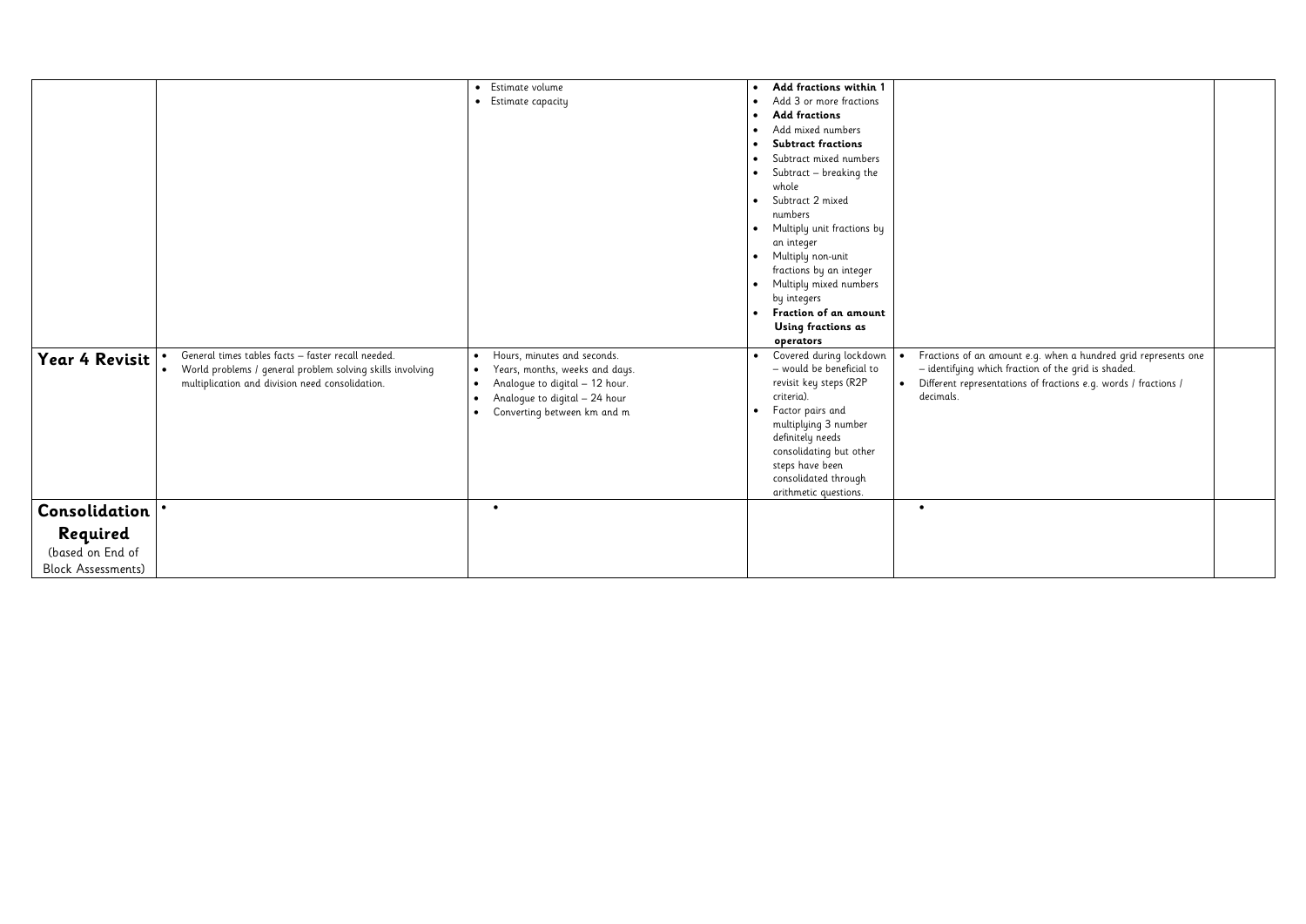| | | | | | |
|---|---|---|---|---|---|
| | | • Estimate volume<br>• Estimate capacity | • **Add fractions within 1**<br>• Add 3 or more fractions<br>• **Add fractions**<br>• Add mixed numbers<br>• **Subtract fractions**<br>• Subtract mixed numbers<br>• Subtract – breaking the whole<br>• Subtract 2 mixed numbers<br>• Multiply unit fractions by an integer<br>• Multiply non-unit fractions by an integer<br>• Multiply mixed numbers by integers<br>• **Fraction of an amount**<br>**Using fractions as operators** | | |
| **Year 4 Revisit** | • General times tables facts – faster recall needed.<br>• World problems / general problem solving skills involving multiplication and division need consolidation. | • Hours, minutes and seconds.<br>• Years, months, weeks and days.<br>• Analogue to digital – 12 hour.<br>• Analogue to digital – 24 hour<br>• Converting between km and m | • Covered during lockdown – would be beneficial to revisit key steps (R2P criteria).<br>• Factor pairs and multiplying 3 number definitely needs consolidating but other steps have been consolidated through arithmetic questions. | • Fractions of an amount e.g. when a hundred grid represents one – identifying which fraction of the grid is shaded.<br>• Different representations of fractions e.g. words / fractions / decimals. | |
| **Consolidation Required** (based on End of Block Assessments) | • | • | | • | |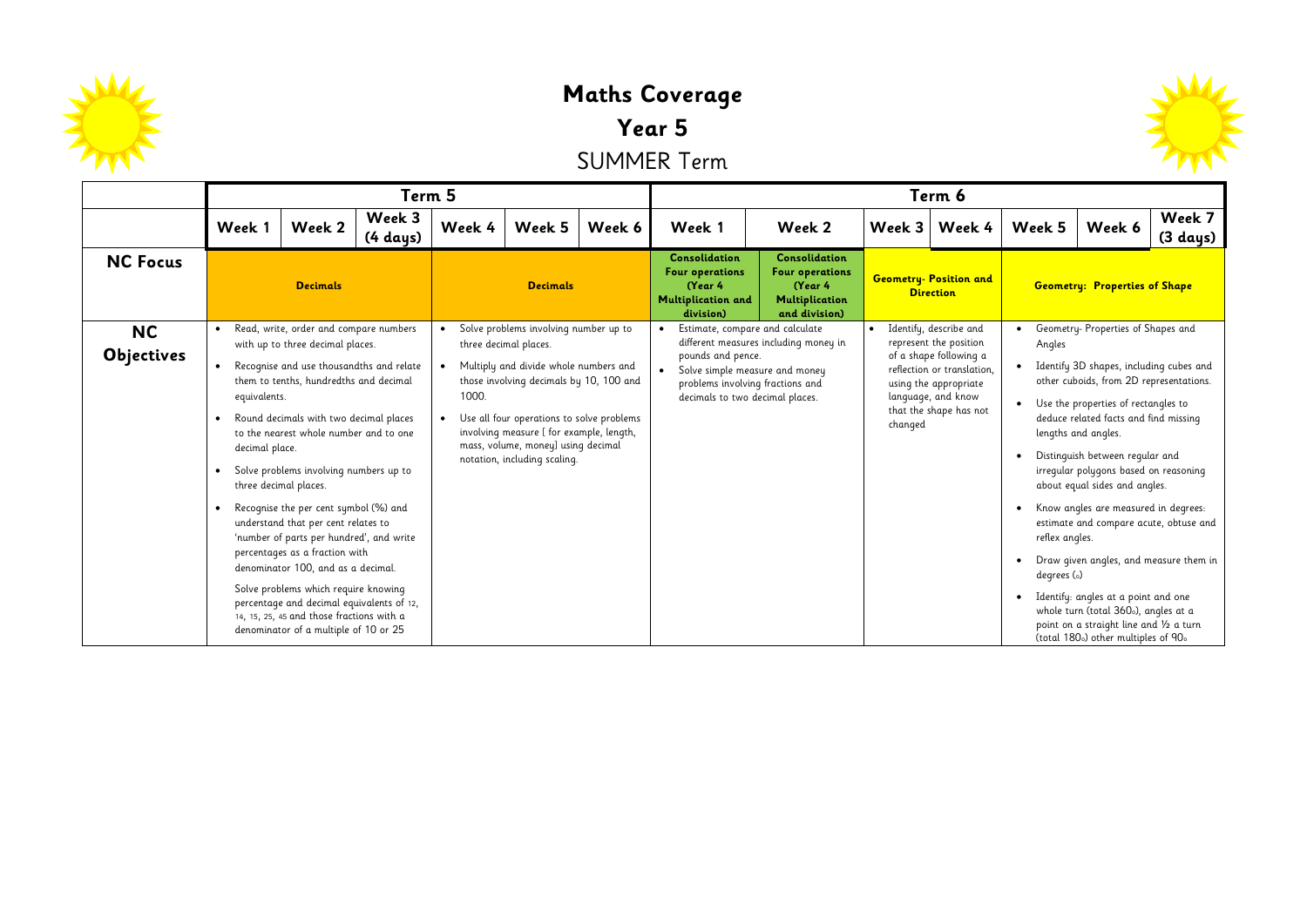# Maths Coverage

## Year 5

## SUMMER Term

| | Term 5 | | | | | | Term 6 | | | | | | |
|---|---|---|---|---|---|---|---|---|---|---|---|---|---|
| | Week 1 | Week 2 | Week 3 (4 days) | Week 4 | Week 5 | Week 6 | Week 1 | Week 2 | Week 3 | Week 4 | Week 5 | Week 6 | Week 7 (3 days) |
| **NC Focus** | **Decimals** | | | **Decimals** | | | **Consolidation Four operations (Year 4 Multiplication and division)** | **Consolidation Four operations (Year 4 Multiplication and division)** | **Geometry- Position and Direction** | | **Geometry: Properties of Shape** | | |
| **NC Objectives** | • Read, write, order and compare numbers with up to three decimal places.<br>• Recognise and use thousandths and relate them to tenths, hundredths and decimal equivalents.<br>• Round decimals with two decimal places to the nearest whole number and to one decimal place.<br>• Solve problems involving numbers up to three decimal places.<br>• Recognise the per cent symbol (%) and understand that per cent relates to 'number of parts per hundred', and write percentages as a fraction with denominator 100, and as a decimal.<br>Solve problems which require knowing percentage and decimal equivalents of 12, 14, 15, 25, 45 and those fractions with a denominator of a multiple of 10 or 25 | | | • Solve problems involving number up to three decimal places.<br>• Multiply and divide whole numbers and those involving decimals by 10, 100 and 1000.<br>• Use all four operations to solve problems involving measure [ for example, length, mass, volume, money] using decimal notation, including scaling. | | | • Estimate, compare and calculate different measures including money in pounds and pence.<br>• Solve simple measure and money problems involving fractions and decimals to two decimal places. | | • Identify, describe and represent the position of a shape following a reflection or translation, using the appropriate language, and know that the shape has not changed | | • Geometry- Properties of Shapes and Angles<br>• Identify 3D shapes, including cubes and other cuboids, from 2D representations.<br>• Use the properties of rectangles to deduce related facts and find missing lengths and angles.<br>• Distinguish between regular and irregular polygons based on reasoning about equal sides and angles.<br>• Know angles are measured in degrees: estimate and compare acute, obtuse and reflex angles.<br>• Draw given angles, and measure them in degrees (o)<br>• Identify: angles at a point and one whole turn (total 360o), angles at a point on a straight line and ½ a turn (total 180o) other multiples of 90o | | |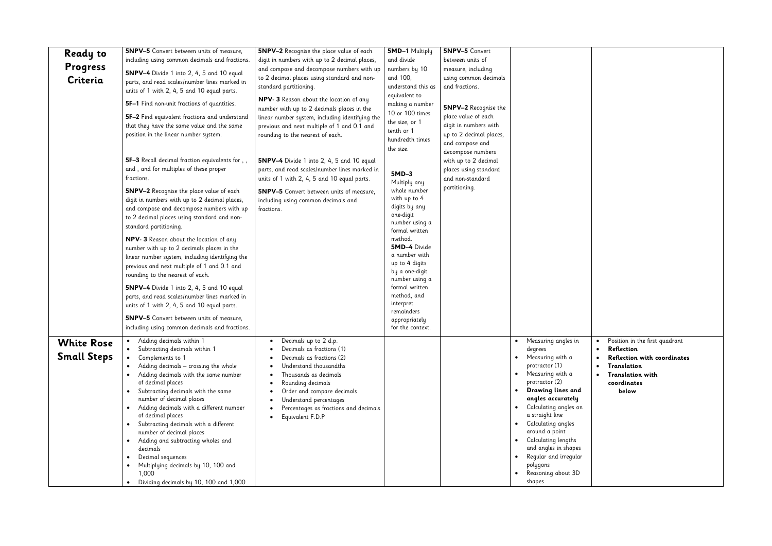| **Ready to Progress Criteria** | **5NPV–5** Convert between units of measure, including using common decimals and fractions.<br>**5NPV–4** Divide 1 into 2, 4, 5 and 10 equal parts, and read scales/number lines marked in units of 1 with 2, 4, 5 and 10 equal parts.<br>**5F–1** Find non-unit fractions of quantities.<br>**5F–2** Find equivalent fractions and understand that they have the same value and the same position in the linear number system.<br>**5F–3** Recall decimal fraction equivalents for , , and , and for multiples of these proper fractions.<br>**5NPV–2** Recognise the place value of each digit in numbers with up to 2 decimal places, and compose and decompose numbers with up to 2 decimal places using standard and non-standard partitioning.<br>**NPV- 3** Reason about the location of any number with up to 2 decimals places in the linear number system, including identifying the previous and next multiple of 1 and 0.1 and rounding to the nearest of each.<br>**5NPV–4** Divide 1 into 2, 4, 5 and 10 equal parts, and read scales/number lines marked in units of 1 with 2, 4, 5 and 10 equal parts.<br>**5NPV–5** Convert between units of measure, including using common decimals and fractions. | **5NPV–2** Recognise the place value of each digit in numbers with up to 2 decimal places, and compose and decompose numbers with up to 2 decimal places using standard and non-standard partitioning.<br>**NPV- 3** Reason about the location of any number with up to 2 decimals places in the linear number system, including identifying the previous and next multiple of 1 and 0.1 and rounding to the nearest of each.<br>**5NPV–4** Divide 1 into 2, 4, 5 and 10 equal parts, and read scales/number lines marked in units of 1 with 2, 4, 5 and 10 equal parts.<br>**5NPV–5** Convert between units of measure, including using common decimals and fractions. | **5MD–1** Multiply and divide numbers by 10 and 100; understand this as equivalent to making a number 10 or 100 times the size, or 1 tenth or 1 hundredth times the size.<br>**5MD–3** Multiply any whole number with up to 4 digits by any one-digit number using a formal written method.<br>**5MD–4** Divide a number with up to 4 digits by a one-digit number using a formal written method, and interpret remainders appropriately for the context. | **5NPV–5** Convert between units of measure, including using common decimals and fractions.<br>**5NPV–2** Recognise the place value of each digit in numbers with up to 2 decimal places, and compose and decompose numbers with up to 2 decimal places using standard and non-standard partitioning. | | |
|---|---|---|---|---|---|---|
| **White Rose Small Steps** | • Adding decimals within 1<br>• Subtracting decimals within 1<br>• Complements to 1<br>• Adding decimals – crossing the whole<br>• Adding decimals with the same number of decimal places<br>• Subtracting decimals with the same number of decimal places<br>• Adding decimals with a different number of decimal places<br>• Subtracting decimals with a different number of decimal places<br>• Adding and subtracting wholes and decimals<br>• Decimal sequences<br>• Multiplying decimals by 10, 100 and 1,000<br>• Dividing decimals by 10, 100 and 1,000 | • Decimals up to 2 d.p.<br>• Decimals as fractions (1)<br>• Decimals as fractions (2)<br>• Understand thousandths<br>• Thousands as decimals<br>• Rounding decimals<br>• Order and compare decimals<br>• Understand percentages<br>• Percentages as fractions and decimals<br>• Equivalent F.D.P | | | • Measuring angles in degrees<br>• Measuring with a protractor (1)<br>• Measuring with a protractor (2)<br>• **Drawing lines and angles accurately**<br>• Calculating angles on a straight line<br>• Calculating angles around a point<br>• Calculating lengths and angles in shapes<br>• Regular and irregular polygons<br>• Reasoning about 3D shapes | • Position in the first quadrant<br>• **Reflection**<br>• **Reflection with coordinates**<br>• **Translation**<br>• **Translation with coordinates below** |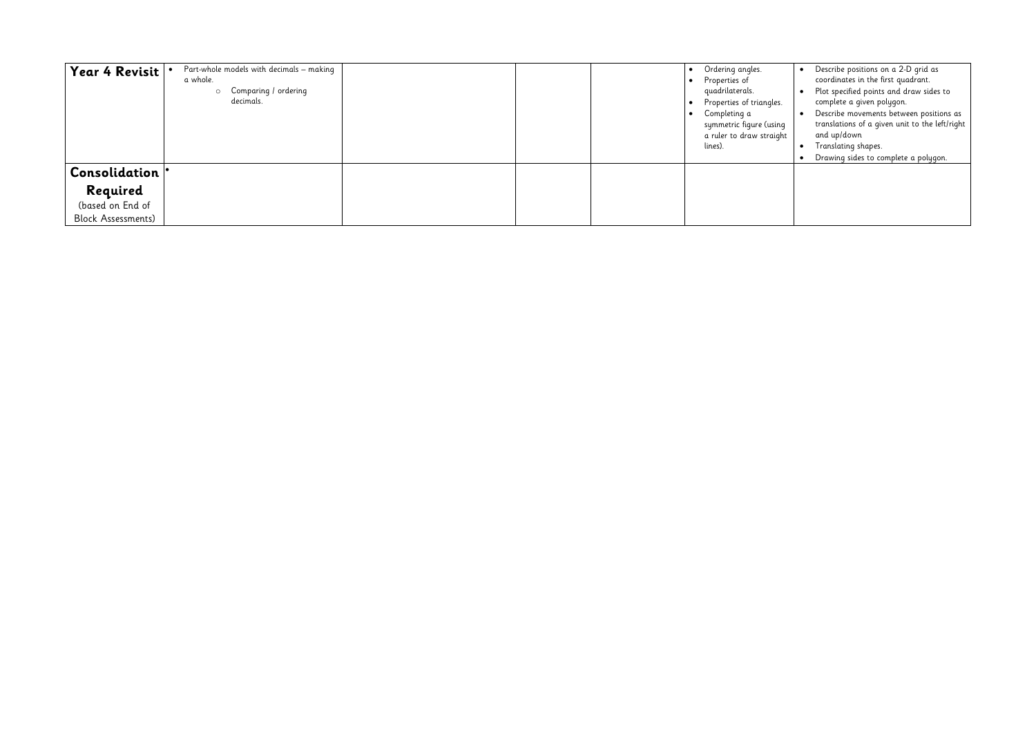| | | | | | | |
|---|---|---|---|---|---|---|
| **Year 4 Revisit** | • Part-whole models with decimals – making a whole.<br>  ○ Comparing / ordering decimals. | | | | • Ordering angles.<br>• Properties of quadrilaterals.<br>• Properties of triangles.<br>• Completing a symmetric figure (using a ruler to draw straight lines). | • Describe positions on a 2-D grid as coordinates in the first quadrant.<br>• Plot specified points and draw sides to complete a given polygon.<br>• Describe movements between positions as translations of a given unit to the left/right and up/down<br>• Translating shapes.<br>• Drawing sides to complete a polygon. |
| **Consolidation Required** (based on End of Block Assessments) | • | | | | | |